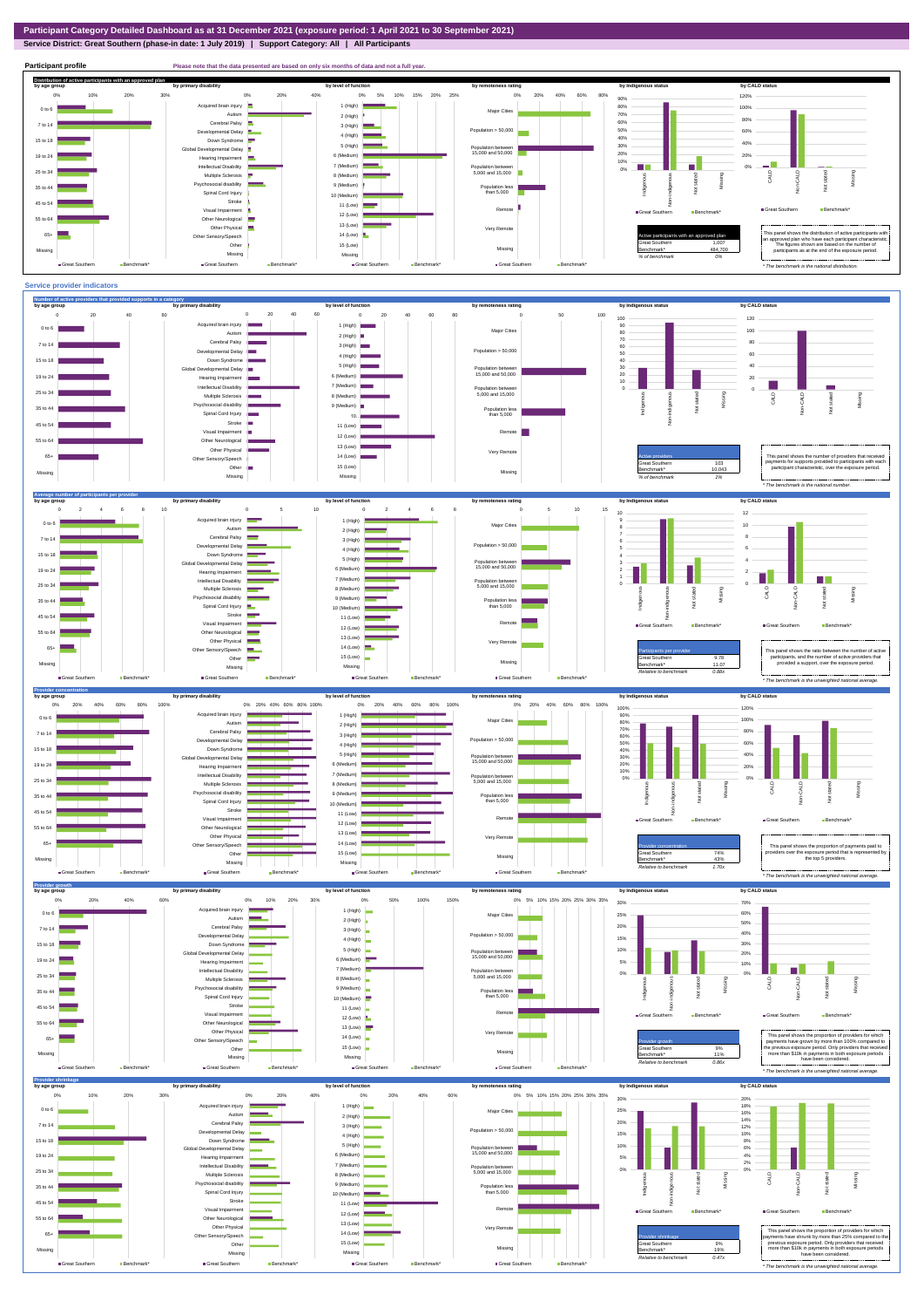# Participant Category Detailed Dashboard as at 31 December 2021 (exposure period: 1 April 2021 to 30 September 2021)

**Service District: Great Southern (phase-in date: 1 July 2019) | Support Category: All | All Participants**

## Participant profile

Please note that the data presented are based on only six months of data and not a full year.

### Distribution of active participants with an approved plan

by age group | by primary disability | by level of function | by remoteness rating | by Indigenous status | by CALD status

| Active participants with an approved plan | |
|---|---|
| Great Southern | 1,007 |
| Benchmark* | 484,700 |
| % of benchmark | 0% |

This panel shows the distribution of active participants with an approved plan who have each participant characteristic. The figures shown are based on the number of participants as at the end of the exposure period.

\* The benchmark is the national distribution.

## Service provider indicators

### Number of active providers that provided supports in a category

by age group | by primary disability | by level of function | by remoteness rating | by Indigenous status | by CALD status

| Active providers | |
|---|---|
| Great Southern | 103 |
| Benchmark* | 10,043 |
| % of benchmark | 1% |

This panel shows the number of providers that received payments for supports provided to participants with each participant characteristic, over the exposure period.

\* The benchmark is the national number.

### Average number of participants per provider

by age group | by primary disability | by level of function | by remoteness rating | by Indigenous status | by CALD status

| Participants per provider | |
|---|---|
| Great Southern | 9.78 |
| Benchmark* | 11.07 |
| Relative to benchmark | 0.88x |

This panel shows the ratio between the number of active participants, and the number of active providers that provided a support, over the exposure period.

\* The benchmark is the unweighted national average.

### Provider concentration

by age group | by primary disability | by level of function | by remoteness rating | by Indigenous status | by CALD status

| Provider concentration | |
|---|---|
| Great Southern | 74% |
| Benchmark* | 43% |
| Relative to benchmark | 1.70x |

This panel shows the proportion of payments paid to providers over the exposure period that is represented by the top 5 providers.

\* The benchmark is the unweighted national average.

### Provider growth

by age group | by primary disability | by level of function | by remoteness rating | by Indigenous status | by CALD status

| Provider growth | |
|---|---|
| Great Southern | 9% |
| Benchmark* | 11% |
| Relative to benchmark | 0.86x |

This panel shows the proportion of providers for which payments have grown by more than 100% compared to the previous exposure period. Only providers that received more than $10k in payments in both exposure periods have been considered.

\* The benchmark is the unweighted national average.

### Provider shrinkage

by age group | by primary disability | by level of function | by remoteness rating | by Indigenous status | by CALD status

| Provider shrinkage | |
|---|---|
| Great Southern | 9% |
| Benchmark* | 19% |
| Relative to benchmark | 0.47x |

This panel shows the proportion of providers for which payments have shrunk by more than 25% compared to the previous exposure period. Only providers that received more than $10k in payments in both exposure periods have been considered.

\* The benchmark is the unweighted national average.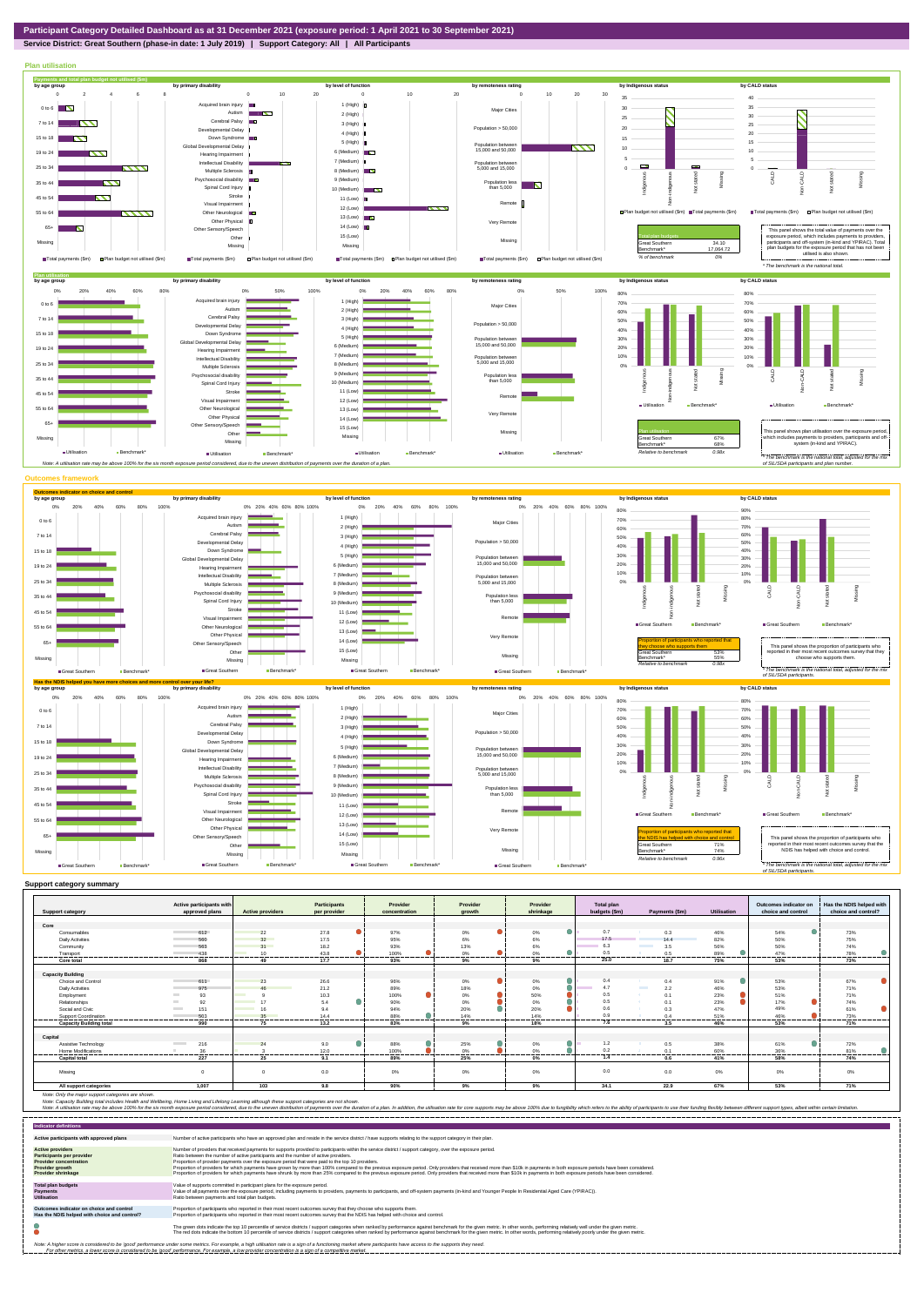# Participant Category Detailed Dashboard as at 31 December 2021 (exposure period: 1 April 2021 to 30 September 2021)

**Service District: Great Southern (phase-in date: 1 July 2019) | Support Category: All | All Participants**

## Plan utilisation

**Payments and total plan budget not utilised ($m)**

| Total plan budgets | |
|---|---|
| Great Southern | 34.10 |
| Benchmark* | 17,064.72 |
| % of benchmark | 0% |

This panel shows the total value of payments over the exposure period, which includes payments to providers, participants and off-system (in-kind and YPIRAC). Total plan budgets for the exposure period that has not been utilised is also shown.

* The benchmark is the national total.

**Plan utilisation**

| Plan utilisation | |
|---|---|
| Great Southern | 67% |
| Benchmark* | 68% |
| Relative to benchmark | 0.98x |

This panel shows plan utilisation over the exposure period, which includes payments to providers, participants and off-system (in-kind and YPIRAC).

* The benchmark is the national total, adjusted for the mix of SIL/SDA participants and plan number.

Note: A utilisation rate may be above 100% for the six month exposure period considered, due to the uneven distribution of payments over the duration of a plan.

## Outcomes framework

**Outcomes indicator on choice and control**

| Proportion of participants who reported that they choose who supports them | |
|---|---|
| Great Southern | 53% |
| Benchmark* | 55% |
| Relative to benchmark | 0.98x |

This panel shows the proportion of participants who reported in their most recent outcomes survey that they choose who supports them.

* The benchmark is the national total, adjusted for the mix of SIL/SDA participants.

**Has the NDIS helped you have more choices and more control over your life?**

| Proportion of participants who reported that the NDIS has helped with choice and control | |
|---|---|
| Great Southern | 71% |
| Benchmark* | 74% |
| Relative to benchmark | 0.96x |

This panel shows the proportion of participants who reported in their most recent outcomes survey that the NDIS has helped with choice and control.

* The benchmark is the national total, adjusted for the mix of SIL/SDA participants.

## Support category summary

| Support category | Active participants with approved plans | Active providers | Participants per provider | Provider concentration | Provider growth | Provider shrinkage | Total plan budgets ($m) | Payments ($m) | Utilisation | Outcomes indicator on choice and control | Has the NDIS helped with choice and control? |
|---|---|---|---|---|---|---|---|---|---|---|---|
| **Core** | | | | | | | | | | | |
| Consumables | 612 | 22 | 27.8 | 97% | 0% | 0% | 0.7 | 0.3 | 46% | 54% | 73% |
| Daily Activities | 560 | 32 | 17.5 | 95% | 6% | 6% | 17.5 | 14.4 | 82% | 50% | 75% |
| Community | 563 | 31 | 18.2 | 93% | 13% | 6% | 6.3 | 3.5 | 56% | 50% | 74% |
| Transport | 438 | 10 | 43.8 | 100% | 0% | 0% | 0.5 | 0.5 | 89% | 47% | 78% |
| **Core total** | **868** | **49** | **17.7** | **93%** | **9%** | **9%** | **25.0** | **18.7** | **75%** | **53%** | **72%** |
| **Capacity Building** | | | | | | | | | | | |
| Choice and Control | 611 | 23 | 26.6 | 96% | 0% | 0% | 0.4 | 0.4 | 91% | 53% | 67% |
| Daily Activities | 975 | 46 | 21.2 | 89% | 18% | 0% | 4.7 | 2.2 | 46% | 53% | 71% |
| Employment | 93 | 9 | 10.3 | 100% | 0% | 50% | 0.5 | 0.1 | 23% | 51% | 71% |
| Relationships | 92 | 17 | 5.4 | 90% | 0% | 0% | 0.5 | 0.1 | 23% | 17% | 74% |
| Social and Civic | 151 | 16 | 9.4 | 94% | 20% | 20% | 0.6 | 0.3 | 47% | 49% | 61% |
| Support Coordination | 503 | 35 | 14.4 | 88% | 14% | 14% | 0.9 | 0.4 | 51% | 40% | 73% |
| **Capacity Building total** | **990** | **75** | **13.2** | **83%** | **9%** | **18%** | **7.8** | **3.5** | **46%** | **53%** | **71%** |
| **Capital** | | | | | | | | | | | |
| Assistive Technology | 216 | 24 | 9.0 | 88% | 25% | 0% | 1.2 | 0.5 | 38% | 61% | 72% |
| Home Modifications | 36 | 3 | 12.0 | 100% | 0% | 0% | 0.2 | 0.1 | 60% | 36% | 81% |
| **Capital total** | **227** | **25** | **9.1** | **89%** | **25%** | **0%** | **1.4** | **0.6** | **41%** | **59%** | **74%** |
| Missing | 0 | 0 | 0.0 | 0% | 0% | 0% | 0.0 | 0.0 | 0% | 0% | 0% |
| **All support categories** | **1,007** | **103** | **9.8** | **90%** | **9%** | **9%** | **34.1** | **22.9** | **67%** | **53%** | **71%** |

Note: Only the major support categories are shown.
Note: Capacity Building total includes Health and Wellbeing, Home Living and Lifelong Learning although these support categories are not shown.
Note: A utilisation rate may be above 100% for the six month exposure period considered, due to the uneven distribution of payments over the duration of a plan. In addition, the utilisation rate for core supports may be above 100% due to fungibility which refers to the ability of participants to use their funding flexibly between different support types, albeit within certain limitation.

## Indicator definitions

| Indicator | Definition |
|---|---|
| Active participants with approved plans | Number of active participants who have an approved plan and reside in the service district / have supports relating to the support category in their plan. |
| Active providers | Number of providers that received payments for supports provided to participants within the service district / support category, over the exposure period. |
| Participants per provider | Ratio between the number of active participants and the number of active providers. |
| Provider concentration | Proportion of provider payments over the exposure period that were paid to the top 10 providers. |
| Provider growth | Proportion of providers for which payments have grown by more than 100% compared to the previous exposure period. Only providers that received more than $10k in payments in both exposure periods have been considered. |
| Provider shrinkage | Proportion of providers for which payments have shrunk by more than 25% compared to the previous exposure period. Only providers that received more than $10k in payments in both exposure periods have been considered. |
| Total plan budgets | Value of supports committed in participant plans for the exposure period. |
| Payments | Value of all payments over the exposure period, including payments to providers, payments to participants, and off-system payments (in-kind and Younger People In Residential Aged Care (YPIRAC)). |
| Utilisation | Ratio between payments and total plan budgets. |
| Outcomes indicator on choice and control | Proportion of participants who reported in their most recent outcomes survey that they choose who supports them. |
| Has the NDIS helped with choice and control? | Proportion of participants who reported in their most recent outcomes survey that the NDIS has helped with choice and control. |

The green dots indicate the top 10 percentile of service districts / support categories when ranked by performance against benchmark for the given metric. In other words, performing relatively well under the given metric.
The red dots indicate the bottom 10 percentile of service districts / support categories when ranked by performance against benchmark for the given metric. In other words, performing relatively poorly under the given metric.

Note: A higher score is considered to be 'good' performance under some metrics. For example, a high utilisation rate is a sign of a functioning market where participants have access to the supports they need.
For other metrics, a lower score is considered to be 'good' performance. For example, a low provider concentration is a sign of a competitive market.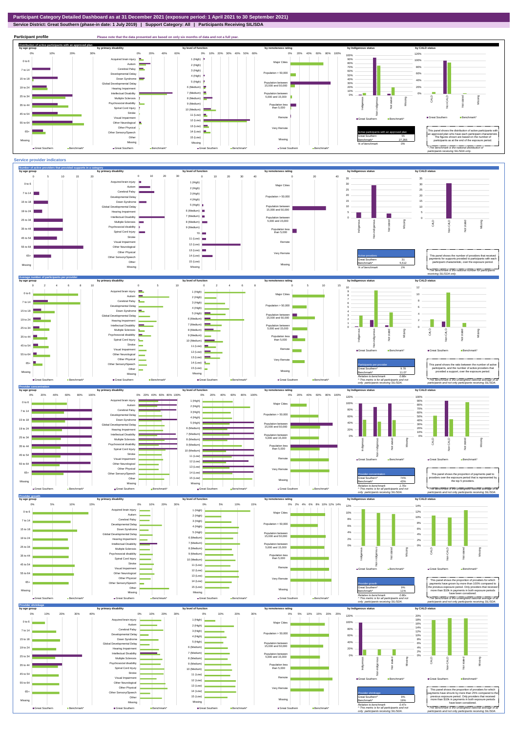# Participant Category Detailed Dashboard as at 31 December 2021 (exposure period: 1 April 2021 to 30 September 2021)

**Service District: Great Southern (phase-in date: 1 July 2019) | Support Category: All | Participants Receiving SIL/SDA**

## Participant profile

Please note that the data presented are based on only six months of data and not a full year.

### Distribution of active participants with an approved plan

| Active participants with an approved plan | |
|---|---|
| Great Southern | 55 |
| Benchmark* | 27,355 |
| % of benchmark | 0% |

This panel shows the distribution of active participants with an approved plan who have each participant characteristic. The figures shown are based on the number of participants as at the end of the exposure period.

* The benchmark is the national distribution of participants receiving SIL/SDA only.

## Service provider indicators

### Number of active providers that provided supports in a category

| Active providers | |
|---|---|
| Great Southern | 31 |
| Benchmark* | 5,512 |
| % of benchmark | 1% |

This panel shows the number of providers that received payments for supports provided to participants with each participant characteristic, over the exposure period.

* The benchmark is the national number for participants receiving SIL/SDA only.

### Average number of participants per provider

| Participants per provider | |
|---|---|
| Great Southern^ | 9.78 |
| Benchmark* | 11.07 |
| Relative to benchmark | 0.88x |

^ This metric is for all participants and not only participants receiving SIL/SDA.

This panel shows the ratio between the number of active participants, and the number of active providers that provided a support, over the exposure period.

* The benchmark is the unweighted national average of all participants and not only participants receiving SIL/SDA.

### Provider concentration

| Provider concentration | |
|---|---|
| Great Southern^ | 74% |
| Benchmark* | 43% |
| Relative to benchmark | 1.70x |

^ This metric is for all participants and not only participants receiving SIL/SDA.

This panel shows the proportion of payments paid to providers over the exposure period that is represented by the top 5 providers.

* The benchmark is the unweighted national average of all participants and not only participants receiving SIL/SDA.

### Provider growth

| Provider growth | |
|---|---|
| Great Southern^ | 9% |
| Benchmark* | 11% |
| Relative to benchmark | 0.86x |

^ This metric is for all participants and not only participants receiving SIL/SDA.

This panel shows the proportion of providers for which payments have grown by more than 100% compared to the previous exposure period. Only providers that received more than $10k in payments in both exposure periods have been considered.

* The benchmark is the unweighted national average of all participants and not only participants receiving SIL/SDA.

### Provider shrinkage

| Provider shrinkage | |
|---|---|
| Great Southern^ | 9% |
| Benchmark* | 19% |
| Relative to benchmark | 0.47x |

^ This metric is for all participants and not only participants receiving SIL/SDA.

This panel shows the proportion of providers for which payments have shrunk by more than 25% compared to the previous exposure period. Only providers that received more than $10k in payments in both exposure periods have been considered.

* The benchmark is the unweighted national average of all participants and not only participants receiving SIL/SDA.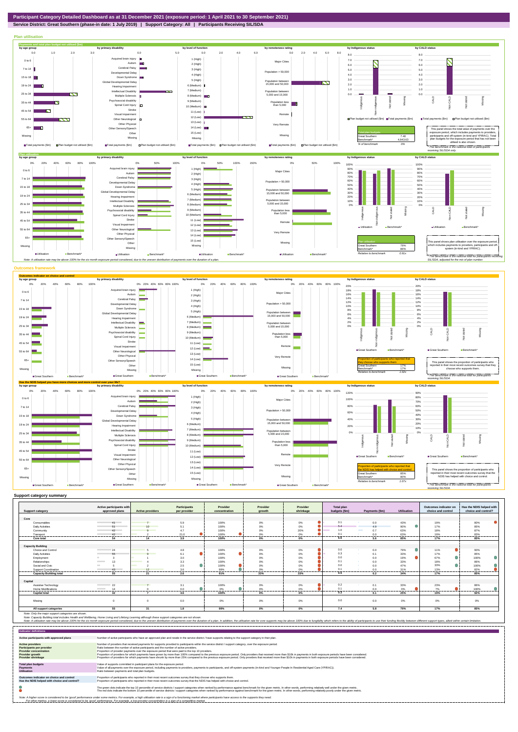# Participant Category Detailed Dashboard as at 31 December 2021 (exposure period: 1 April 2021 to 30 September 2021)

**Service District: Great Southern (phase-in date: 1 July 2019) | Support Category: All | Participants Receiving SIL/SDA**

## Plan utilisation

### Payments and total plan budget not utilised ($m)

| Total plan budgets | |
|---|---|
| Great Southern | 7.40 |
| Benchmark* | 4,943.63 |
| % of benchmark | 0% |

This panel shows the total value of payments over the exposure period, which includes payments to providers, participants and off-system (in-kind and YPIRAC). Total plan budgets for the exposure period that has not been utilised is also shown.

*The benchmark is the national total for participants receiving SIL/SDA only.

### Plan utilisation

| Plan utilisation | |
|---|---|
| Great Southern | 79% |
| Benchmark* | 86% |
| Relative to benchmark | 0.91x |

This panel shows plan utilisation over the exposure period, which includes payments to providers, participants and off-system (in-kind and YPIRAC).

*The benchmark is the national total for participants receiving SIL/SDA, adjusted for the mix of plan number.

Note: A utilisation rate may be above 100% for the six month exposure period considered, due to the uneven distribution of payments over the duration of a plan.

## Outcomes framework

### Outcomes indicator on choice and control

| Proportion of participants who reported that they choose who supports them | |
|---|---|
| Great Southern | 17% |
| Benchmark* | 17% |
| Relative to benchmark | 1.02x |

This panel shows the proportion of participants who reported in their most recent outcomes survey that they choose who supports them.

*The benchmark is the national total for participants receiving SIL/SDA.

### Has the NDIS helped you have more choices and more control over your life?

| Proportion of participants who reported that the NDIS has helped with choice and control | |
|---|---|
| Great Southern | 85% |
| Benchmark* | 80% |
| Relative to benchmark | 1.07x |

This panel shows the proportion of participants who reported in their most recent outcomes survey that the NDIS has helped with choice and control.

*The benchmark is the national total for participants receiving SIL/SDA.

## Support category summary

| Support category | Active participants with approved plans | Active providers | Participants per provider | Provider concentration | Provider growth | Provider shrinkage | Total plan budgets ($m) | Payments ($m) | Utilisation | Outcomes indicator on choice and control | Has the NDIS helped with choice and control? |
|---|---|---|---|---|---|---|---|---|---|---|---|
| **Core** | | | | | | | | | | | |
| Consumables | 41 | 7 | 5.9 | 100% | 0% | 0% | 0.1 | 0.0 | 43% | 19% | 80% |
| Daily Activities | 51 | 10 | 5.1 | 100% | 0% | 0% | 5.4 | 4.9 | 90% | 17% | 85% |
| Community | 42 | 9 | 4.7 | 100% | 0% | 20% | 1.0 | 0.7 | 63% | 18% | 87% |
| Transport | 42 | 2 | 21.0 | 100% | 0% | 0% | 0.1 | 0.0 | 63% | 19% | 83% |
| **Core total** | **54** | **14** | **3.9** | **100%** | **0%** | **9%** | **6.6** | **5.6** | **85%** | **17%** | **85%** |
| **Capacity Building** | | | | | | | | | | | |
| Choice and Control | 24 | 5 | 4.8 | 100% | 0% | 0% | 0.0 | 0.0 | 79% | 11% | 90% |
| Daily Activities | 55 | 9 | 6.1 | 100% | 0% | 0% | 0.3 | 0.1 | 33% | 17% | 85% |
| Employment | 3 | 1 | 3.0 | 100% | 0% | 0% | 0.0 | 0.0 | 19% | 67% | 100% |
| Relationships | 13 | 4 | 3.3 | 100% | 0% | 0% | 0.1 | 0.0 | 33% | 18% | 86% |
| Social and Civic | 5 | 2 | 2.5 | 100% | 0% | 0% | 0.0 | 0.0 | 47% | 33% | 100% |
| Support Coordination | 43 | 12 | 3.6 | 99% | 0% | 0% | 0.1 | 0.0 | 31% | 13% | 82% |
| **Capacity Building total** | **55** | **21** | **2.6** | **91%** | **33%** | **33%** | **0.5** | **0.2** | **34%** | **17%** | **85%** |
| **Capital** | | | | | | | | | | | |
| Assistive Technology | 22 | 7 | 3.1 | 100% | 0% | 0% | 0.2 | 0.1 | 33% | 23% | 86% |
| Home Modifications | 14 | 0 | 0.0 | 0% | 0% | 0% | 0.1 | 0.0 | 0% | 7% | 100% |
| **Capital total** | **32** | **7** | **4.6** | **100%** | **0%** | **0%** | **0.3** | **0.1** | **25%** | **19%** | **92%** |
| Missing | 0 | 0 | 0.0 | 0% | 0% | 0% | 0.0 | 0.0 | 0% | 0% | 0% |
| **All support categories** | **55** | **31** | **1.8** | **99%** | **0%** | **0%** | **7.4** | **5.8** | **79%** | **17%** | **85%** |

Note: Only the major support categories are shown.

Note: Capacity Building total includes Health and Wellbeing, Home Living and Lifelong Learning although these support categories are not shown.

Note: A utilisation rate may be above 100% for the six month exposure period considered, due to the uneven distribution of payments over the duration of a plan. In addition, the utilisation rate for core supports may be above 100% due to fungibility which refers to the ability of participants to use their funding flexibly between different support types, albeit within certain limitation.

## Indicator definitions

| Indicator | Definition |
|---|---|
| **Active participants with approved plans** | Number of active participants who have an approved plan and reside in the service district / have supports relating to the support category in their plan. |
| **Active providers** | Number of providers that received payments for supports provided to participants within the service district / support category, over the exposure period. |
| **Participants per provider** | Ratio between the number of active participants and the number of active providers. |
| **Provider concentration** | Proportion of provider payments over the exposure period that were paid to the top 10 providers. |
| **Provider growth** | Proportion of providers for which payments have grown by more than 100% compared to the previous exposure period. Only providers that received more than $10k in payments in both exposure periods have been considered. |
| **Provider shrinkage** | Proportion of providers for which payments have shrunk by more than 25% compared to the previous exposure period. Only providers that received more than $10k in payments in both exposure periods have been considered. |
| **Total plan budgets** | Value of supports committed in participant plans for the exposure period. |
| **Payments** | Value of all payments over the exposure period, including payments to providers, payments to participants, and off-system payments (in-kind and Younger People In Residential Aged Care (YPIRAC)). |
| **Utilisation** | Ratio between payments and total plan budgets. |
| **Outcomes indicator on choice and control** | Proportion of participants who reported in their most recent outcomes survey that they choose who supports them. |
| **Has the NDIS helped with choice and control?** | Proportion of participants who reported in their most recent outcomes survey that the NDIS has helped with choice and control. |

The green dots indicate the top 10 percentile of service districts / support categories when ranked by performance against benchmark for the given metric. In other words, performing relatively well under the given metric.

The red dots indicate the bottom 10 percentile of service districts / support categories when ranked by performance against benchmark for the given metric. In other words, performing relatively poorly under the given metric.

Note: A higher score is considered to be 'good' performance under some metrics. For example, a high utilisation rate is a sign of a functioning market where participants have access to the supports they need.
For other metrics, a lower score is considered to be 'good' performance. For example, a low provider concentration is a sign of a competitive market.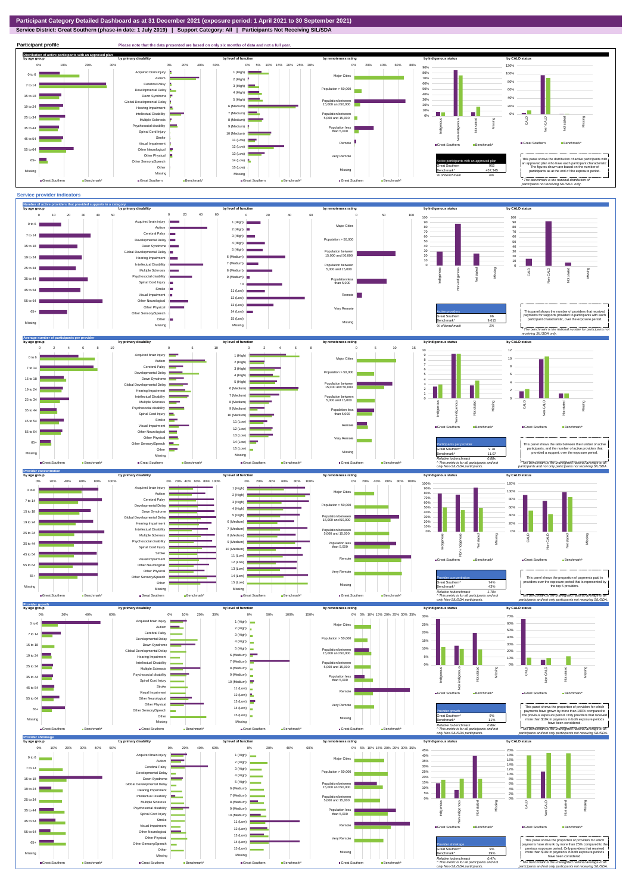# Participant Category Detailed Dashboard as at 31 December 2021 (exposure period: 1 April 2021 to 30 September 2021)

**Service District: Great Southern (phase-in date: 1 July 2019) | Support Category: All | Participants Not Receiving SIL/SDA**

## Participant profile

Please note that the data presented are based on only six months of data and not a full year.

### Distribution of active participants with an approved plan

| Active participants with an approved plan | |
|---|---|
| Great Southern | 952 |
| Benchmark* | 457,345 |
| % of benchmark | 0% |

This panel shows the distribution of active participants with an approved plan who have each participant characteristic. The figures shown are based on the number of participants as at the end of the exposure period.

*The benchmark is the national distribution of participants not receiving SIL/SDA only.

## Service provider indicators

### Number of active providers that provided supports in a category

| Active providers | |
|---|---|
| Great Southern | 96 |
| Benchmark* | 9,615 |
| % of benchmark | 1% |

This panel shows the number of providers that received payments for supports provided to participants with each participant characteristic, over the exposure period.

*The benchmark is the national number for participants not receiving SIL/SDA only.

### Average number of participants per provider

| Participants per provider | |
|---|---|
| Great Southern^ | 9.78 |
| Benchmark* | 11.07 |
| Relative to benchmark | 0.88x |

This panel shows the ratio between the number of active participants, and the number of active providers that provided a support, over the exposure period.

^ This metric is for all participants and not only Non-SIL/SDA participants.

*The benchmark is the unweighted national average of all participants and not only participants not receiving SIL/SDA.

### Provider concentration

| Provider concentration | |
|---|---|
| Great Southern^ | 74% |
| Benchmark* | 43% |
| Relative to benchmark | 1.70x |

This panel shows the proportion of payments paid to providers over the exposure period that is represented by the top 5 providers.

^ This metric is for all participants and not only Non-SIL/SDA participants.

*The benchmark is the unweighted national average of all participants and not only participants not receiving SIL/SDA.

### Provider growth

| Provider growth | |
|---|---|
| Great Southern^ | 9% |
| Benchmark* | 11% |
| Relative to benchmark | 0.86x |

This panel shows the proportion of providers for which payments have grown by more than 100% compared to the previous exposure period. Only providers that received more than $10k in payments in both exposure periods have been considered.

^ This metric is for all participants and not only Non-SIL/SDA participants.

*The benchmark is the unweighted national average of all participants and not only participants not receiving SIL/SDA.

### Provider shrinkage

| Provider shrinkage | |
|---|---|
| Great Southern^ | 9% |
| Benchmark* | 19% |
| Relative to benchmark | 0.47x |

This panel shows the proportion of providers for which payments have shrunk by more than 25% compared to the previous exposure period. Only providers that received more than $10k in payments in both exposure periods have been considered.

^ This metric is for all participants and not only Non-SIL/SDA participants.

*The benchmark is the unweighted national average of all participants and not only participants not receiving SIL/SDA.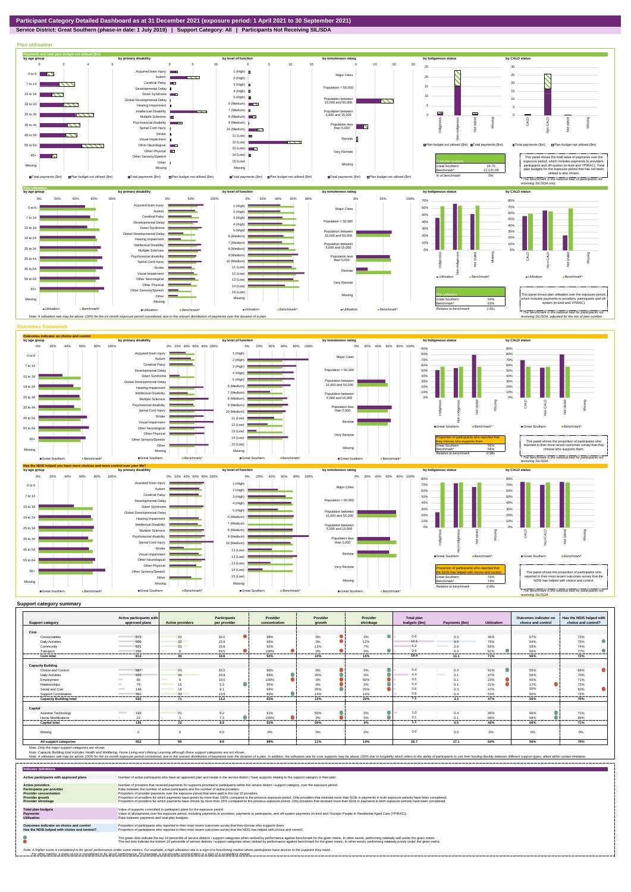# Participant Category Detailed Dashboard as at 31 December 2021 (exposure period: 1 April 2021 to 30 September 2021)

**Service District: Great Southern (phase-in date: 1 July 2019) | Support Category: All | Participants Not Receiving SIL/SDA**

## Plan utilisation

### Payments and total plan budget not utilised ($m)

by age group: 0 to 6; 7 to 14; 15 to 18; 19 to 24; 25 to 34; 35 to 44; 45 to 54; 55 to 64; 65+; Missing

by primary disability: Acquired brain injury; Autism; Cerebral Palsy; Developmental Delay; Down Syndrome; Global Developmental Delay; Hearing Impairment; Intellectual Disability; Multiple Sclerosis; Psychosocial disability; Spinal Cord Injury; Stroke; Visual Impairment; Other Neurological; Other Physical; Other Sensory/Speech; Other; Missing

by level of function: 1 (High) to 15 (Low); Missing

by remoteness rating: Major Cities; Population > 50,000; Population between 15,000 and 50,000; Population between 5,000 and 15,000; Population less than 5,000; Remote; Very Remote; Missing

by Indigenous status: Indigenous; Non-indigenous; Not stated; Missing

by CALD status: CALD; Non-CALD; Not stated; Missing

Total payments ($m) / Plan budget not utilised ($m)

| Total plan budgets | |
|---|---|
| Great Southern | 26.70 |
| Benchmark* | 12,121.09 |
| % of benchmark | 0% |

This panel shows the total value of payments over the exposure period, which includes payments to providers, participants and off-system (in-kind and YPIRAC). Total plan budgets for the exposure period that has not been utilised is also shown.

*The benchmark is the national total for participants not receiving SIL/SDA only.

### Plan utilisation

Utilisation / Benchmark*

| Plan utilisation | |
|---|---|
| Great Southern | 64% |
| Benchmark* | 63% |
| Relative to benchmark | 1.01x |

This panel shows plan utilisation over the exposure period, which includes payments to providers, participants and off-system (in-kind and YPIRAC).

*The benchmark is the national total for participants not receiving SIL/SDA, adjusted for the mix of plan number.

Note: A utilisation rate may be above 100% for the six month exposure period considered, due to the uneven distribution of payments over the duration of a plan.

## Outcomes framework

### Outcomes indicator on choice and control

Great Southern / Benchmark*

| Proportion of participants who reported that they choose who supports them | |
|---|---|
| Great Southern | 56% |
| Benchmark* | 58% |
| Relative to benchmark | 0.98x |

This panel shows the proportion of participants who reported in their most recent outcomes survey that they choose who supports them.

*The benchmark is the national total for participants not receiving SIL/SDA.

### Has the NDIS helped you have more choices and more control over your life?

| Proportion of participants who reported that the NDIS has helped with choice and control | |
|---|---|
| Great Southern | 70% |
| Benchmark* | 74% |
| Relative to benchmark | 0.95x |

This panel shows the proportion of participants who reported in their most recent outcomes survey that the NDIS has helped with choice and control.

*The benchmark is the national total for participants not receiving SIL/SDA.

## Support category summary

| Support category | Active participants with approved plans | Active providers | Participants per provider | Provider concentration | Provider growth | Provider shrinkage | Total plan budgets ($m) | Payments ($m) | Utilisation | Outcomes indicator on choice and control | Has the NDIS helped with choice and control? |
|---|---|---|---|---|---|---|---|---|---|---|---|
| **Core** | | | | | | | | | | | |
| Consumables | 573 | 22 | 26.0 | 98% | 0% | 0% | 0.6 | 0.3 | 46% | 57% | 72% |
| Daily Activities | 509 | 32 | 15.9 | 94% | 0% | 12% | 12.1 | 9.5 | 79% | 54% | 75% |
| Community | 521 | 31 | 16.8 | 92% | 13% | 7% | 5.2 | 2.9 | 55% | 53% | 74% |
| Transport | 396 | 8 | 49.5 | 100% | 0% | 0% | 0.5 | 0.4 | 91% | 50% | 77% |
| **Core total** | **814** | **49** | **16.6** | **92%** | **10%** | **15%** | **18.4** | **13.1** | **71%** | **56%** | **72%** |
| **Capacity Building** | | | | | | | | | | | |
| Choice and Control | 587 | 23 | 25.5 | 96% | 0% | 0% | 0.4 | 0.4 | 91% | 55% | 66% |
| Daily Activities | 920 | 44 | 20.9 | 89% | 20% | 0% | 4.4 | 2.1 | 47% | 56% | 70% |
| Employment | 90 | 9 | 10.0 | 100% | 0% | 50% | 0.5 | 0.1 | 23% | 50% | 71% |
| Relationships | 79 | 15 | 5.3 | 95% | 0% | 0% | 0.4 | 0.1 | 21% | 17% | 72% |
| Social and Civic | 146 | 16 | 9.1 | 94% | 20% | 20% | 0.6 | 0.3 | 47% | 50% | 60% |
| Support Coordination | 460 | 33 | 13.9 | 89% | 14% | 14% | 0.8 | 0.4 | 53% | 50% | 72% |
| **Capacity Building total** | **935** | **71** | **13.2** | **83%** | **15%** | **20%** | **7.1** | **3.3** | **47%** | **56%** | **70%** |
| **Capital** | | | | | | | | | | | |
| Assistive Technology | 194 | 21 | 9.2 | 91% | 50% | 0% | 1.0 | 0.4 | 39% | 66% | 71% |
| Home Modifications | 22 | 3 | 7.3 | 100% | 0% | 0% | 0.1 | 0.1 | 99% | 58% | 69% |
| **Capital total** | **195** | **22** | **8.9** | **92%** | **50%** | **0%** | **1.1** | **0.5** | **46%** | **66%** | **71%** |
| Missing | 0 | 0 | 0.0 | 0% | 0% | 0% | 0.0 | 0.0 | 0% | 0% | 0% |
| **All support categories** | **952** | **96** | **9.9** | **88%** | **11%** | **14%** | **26.7** | **17.1** | **64%** | **56%** | **70%** |

Note: Only the major support categories are shown.

Note: Capacity Building total includes Health and Wellbeing, Home Living and Lifelong Learning although these support categories are not shown.

Note: A utilisation rate may be above 100% for the six month exposure period considered, due to the uneven distribution of payments over the duration of a plan. In addition, the utilisation rate for core supports may be above 100% due to fungibility which refers to the ability of participants to use their funding flexibly between different support types, albeit within certain limitation.

## Indicator definitions

| Indicator | Definition |
|---|---|
| **Active participants with approved plans** | Number of active participants who have an approved plan and reside in the service district / have supports relating to the support category in their plan. |
| **Active providers** | Number of providers that received payments for supports provided to participants within the service district / support category, over the exposure period. |
| **Participants per provider** | Ratio between the number of active participants and the number of active providers. |
| **Provider concentration** | Proportion of provider payments over the exposure period that were paid to the top 10 providers. |
| **Provider growth** | Proportion of providers for which payments have grown by more than 100% compared to the previous exposure period. Only providers that received more than $10k in payments in both exposure periods have been considered. |
| **Provider shrinkage** | Proportion of providers for which payments have shrunk by more than 25% compared to the previous exposure period. Only providers that received more than $10k in payments in both exposure periods have been considered. |
| **Total plan budgets** | Value of supports committed in participant plans for the exposure period. |
| **Payments** | Value of all payments over the exposure period, including payments to providers, payments to participants, and off-system payments (in-kind and Younger People In Residential Aged Care (YPIRAC)). |
| **Utilisation** | Ratio between payments and total plan budgets. |
| **Outcomes indicator on choice and control** | Proportion of participants who reported in their most recent outcomes survey that they choose who supports them. |
| **Has the NDIS helped with choice and control?** | Proportion of participants who reported in their most recent outcomes survey that the NDIS has helped with choice and control. |

The green dots indicate the top 10 percentile of service districts / support categories when ranked by performance against benchmark for the given metric. In other words, performing relatively well under the given metric.

The red dots indicate the bottom 10 percentile of service districts / support categories when ranked by performance against benchmark for the given metric. In other words, performing relatively poorly under the given metric.

Note: A higher score is considered to be 'good' performance under some metrics. For example, a high utilisation rate is a sign of a functioning market where participants have access to the supports they need.
For other metrics, a lower score is considered to be 'good' performance. For example, a low provider concentration is a sign of a competitive market.